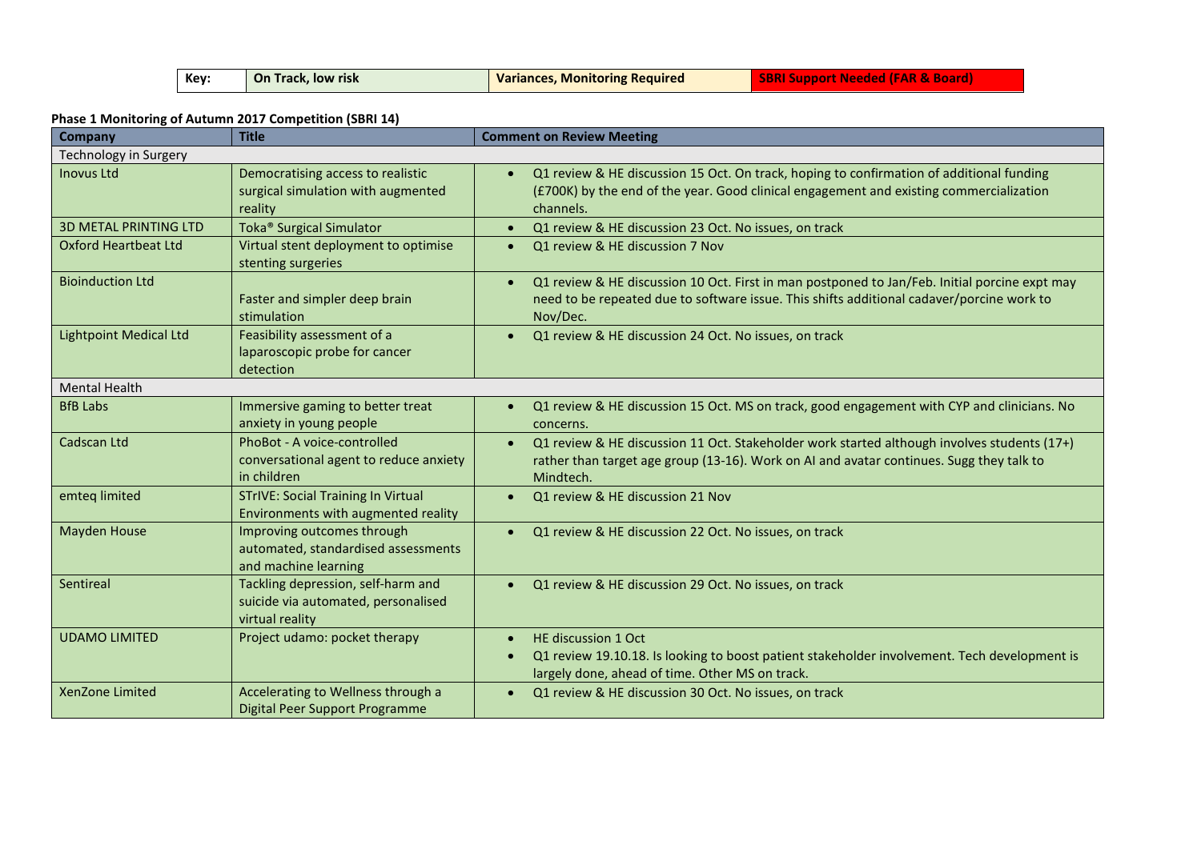| Key: | On Track, low risk | Variances, Monitoring Required | SBRI Support Needed (FAR & Board) |
|---|---|---|---|

**Phase 1 Monitoring of Autumn 2017 Competition (SBRI 14)**

| Company | Title | Comment on Review Meeting |
|---|---|---|
| Technology in Surgery | | |
| Inovus Ltd | Democratising access to realistic surgical simulation with augmented reality | • Q1 review & HE discussion 15 Oct. On track, hoping to confirmation of additional funding (£700K) by the end of the year. Good clinical engagement and existing commercialization channels. |
| 3D METAL PRINTING LTD | Toka® Surgical Simulator | • Q1 review & HE discussion 23 Oct. No issues, on track |
| Oxford Heartbeat Ltd | Virtual stent deployment to optimise stenting surgeries | • Q1 review & HE discussion 7 Nov |
| Bioinduction Ltd | Faster and simpler deep brain stimulation | • Q1 review & HE discussion 10 Oct. First in man postponed to Jan/Feb. Initial porcine expt may need to be repeated due to software issue. This shifts additional cadaver/porcine work to Nov/Dec. |
| Lightpoint Medical Ltd | Feasibility assessment of a laparoscopic probe for cancer detection | • Q1 review & HE discussion 24 Oct. No issues, on track |
| Mental Health | | |
| BfB Labs | Immersive gaming to better treat anxiety in young people | • Q1 review & HE discussion 15 Oct. MS on track, good engagement with CYP and clinicians. No concerns. |
| Cadscan Ltd | PhoBot - A voice-controlled conversational agent to reduce anxiety in children | • Q1 review & HE discussion 11 Oct. Stakeholder work started although involves students (17+) rather than target age group (13-16). Work on AI and avatar continues. Sugg they talk to Mindtech. |
| emteq limited | STrIVE: Social Training In Virtual Environments with augmented reality | • Q1 review & HE discussion 21 Nov |
| Mayden House | Improving outcomes through automated, standardised assessments and machine learning | • Q1 review & HE discussion 22 Oct. No issues, on track |
| Sentireal | Tackling depression, self-harm and suicide via automated, personalised virtual reality | • Q1 review & HE discussion 29 Oct. No issues, on track |
| UDAMO LIMITED | Project udamo: pocket therapy | • HE discussion 1 Oct<br>• Q1 review 19.10.18. Is looking to boost patient stakeholder involvement. Tech development is largely done, ahead of time. Other MS on track. |
| XenZone Limited | Accelerating to Wellness through a Digital Peer Support Programme | • Q1 review & HE discussion 30 Oct. No issues, on track |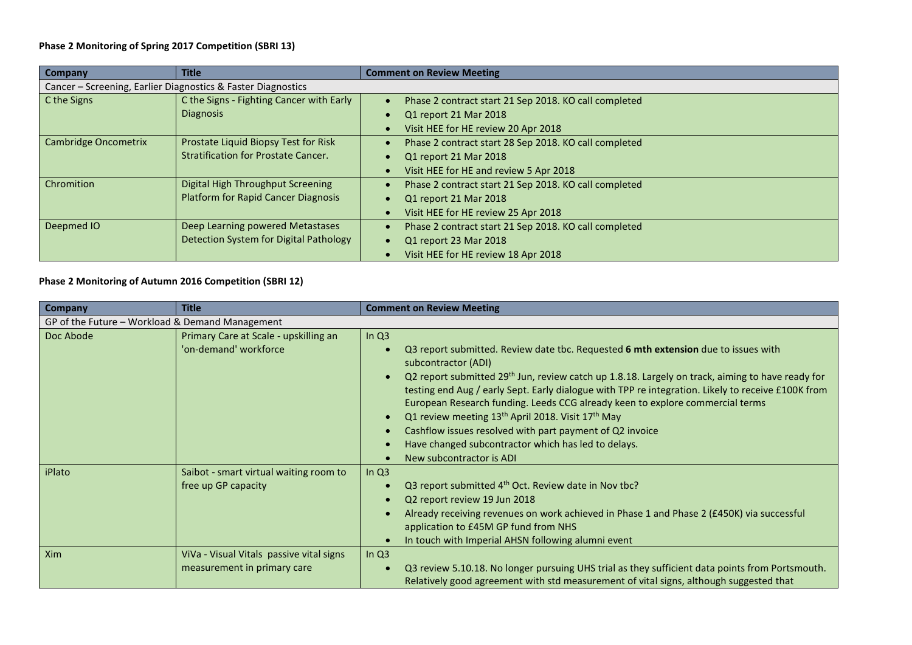**Phase 2 Monitoring of Spring 2017 Competition (SBRI 13)**

| Company | Title | Comment on Review Meeting |
|---|---|---|
| Cancer – Screening, Earlier Diagnostics & Faster Diagnostics | | |
| C the Signs | C the Signs - Fighting Cancer with Early Diagnosis | • Phase 2 contract start 21 Sep 2018. KO call completed<br>• Q1 report 21 Mar 2018<br>• Visit HEE for HE review 20 Apr 2018 |
| Cambridge Oncometrix | Prostate Liquid Biopsy Test for Risk Stratification for Prostate Cancer. | • Phase 2 contract start 28 Sep 2018. KO call completed<br>• Q1 report 21 Mar 2018<br>• Visit HEE for HE and review 5 Apr 2018 |
| Chromition | Digital High Throughput Screening Platform for Rapid Cancer Diagnosis | • Phase 2 contract start 21 Sep 2018. KO call completed<br>• Q1 report 21 Mar 2018<br>• Visit HEE for HE review 25 Apr 2018 |
| Deepmed IO | Deep Learning powered Metastases Detection System for Digital Pathology | • Phase 2 contract start 21 Sep 2018. KO call completed<br>• Q1 report 23 Mar 2018<br>• Visit HEE for HE review 18 Apr 2018 |

**Phase 2 Monitoring of Autumn 2016 Competition (SBRI 12)**

| Company | Title | Comment on Review Meeting |
|---|---|---|
| GP of the Future – Workload & Demand Management | | |
| Doc Abode | Primary Care at Scale - upskilling an 'on-demand' workforce | In Q3<br>• Q3 report submitted. Review date tbc. Requested **6 mth extension** due to issues with subcontractor (ADI)<br>• Q2 report submitted 29th Jun, review catch up 1.8.18. Largely on track, aiming to have ready for testing end Aug / early Sept. Early dialogue with TPP re integration. Likely to receive £100K from European Research funding. Leeds CCG already keen to explore commercial terms<br>• Q1 review meeting 13th April 2018. Visit 17th May<br>• Cashflow issues resolved with part payment of Q2 invoice<br>• Have changed subcontractor which has led to delays.<br>• New subcontractor is ADI |
| iPlato | Saibot - smart virtual waiting room to free up GP capacity | In Q3<br>• Q3 report submitted 4th Oct. Review date in Nov tbc?<br>• Q2 report review 19 Jun 2018<br>• Already receiving revenues on work achieved in Phase 1 and Phase 2 (£450K) via successful application to £45M GP fund from NHS<br>• In touch with Imperial AHSN following alumni event |
| Xim | ViVa - Visual Vitals passive vital signs measurement in primary care | In Q3<br>• Q3 review 5.10.18. No longer pursuing UHS trial as they sufficient data points from Portsmouth. Relatively good agreement with std measurement of vital signs, although suggested that |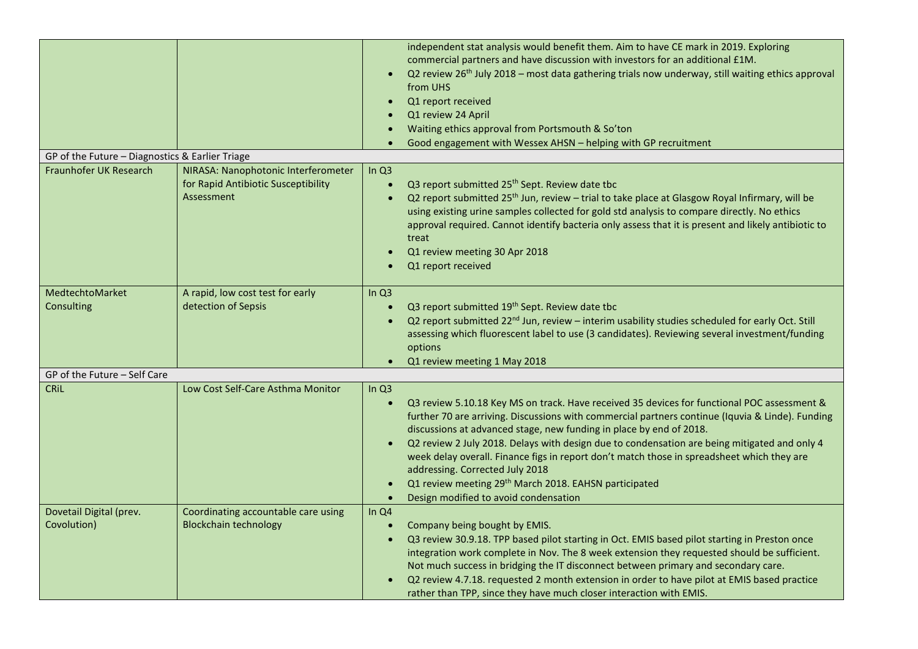| | | |
|---|---|---|
| | | independent stat analysis would benefit them. Aim to have CE mark in 2019. Exploring commercial partners and have discussion with investors for an additional £1M.<br>• Q2 review 26th July 2018 – most data gathering trials now underway, still waiting ethics approval from UHS<br>• Q1 report received<br>• Q1 review 24 April<br>• Waiting ethics approval from Portsmouth & So'ton<br>• Good engagement with Wessex AHSN – helping with GP recruitment |
| GP of the Future – Diagnostics & Earlier Triage | | |
| Fraunhofer UK Research | NIRASA: Nanophotonic Interferometer for Rapid Antibiotic Susceptibility Assessment | In Q3<br>• Q3 report submitted 25th Sept. Review date tbc<br>• Q2 report submitted 25th Jun, review – trial to take place at Glasgow Royal Infirmary, will be using existing urine samples collected for gold std analysis to compare directly. No ethics approval required. Cannot identify bacteria only assess that it is present and likely antibiotic to treat<br>• Q1 review meeting 30 Apr 2018<br>• Q1 report received |
| MedtechtoMarket Consulting | A rapid, low cost test for early detection of Sepsis | In Q3<br>• Q3 report submitted 19th Sept. Review date tbc<br>• Q2 report submitted 22nd Jun, review – interim usability studies scheduled for early Oct. Still assessing which fluorescent label to use (3 candidates). Reviewing several investment/funding options<br>• Q1 review meeting 1 May 2018 |
| GP of the Future – Self Care | | |
| CRiL | Low Cost Self-Care Asthma Monitor | In Q3<br>• Q3 review 5.10.18 Key MS on track. Have received 35 devices for functional POC assessment & further 70 are arriving. Discussions with commercial partners continue (Iquvia & Linde). Funding discussions at advanced stage, new funding in place by end of 2018.<br>• Q2 review 2 July 2018. Delays with design due to condensation are being mitigated and only 4 week delay overall. Finance figs in report don't match those in spreadsheet which they are addressing. Corrected July 2018<br>• Q1 review meeting 29th March 2018. EAHSN participated<br>• Design modified to avoid condensation |
| Dovetail Digital (prev. Covolution) | Coordinating accountable care using Blockchain technology | In Q4<br>• Company being bought by EMIS.<br>• Q3 review 30.9.18. TPP based pilot starting in Oct. EMIS based pilot starting in Preston once integration work complete in Nov. The 8 week extension they requested should be sufficient. Not much success in bridging the IT disconnect between primary and secondary care.<br>• Q2 review 4.7.18. requested 2 month extension in order to have pilot at EMIS based practice rather than TPP, since they have much closer interaction with EMIS. |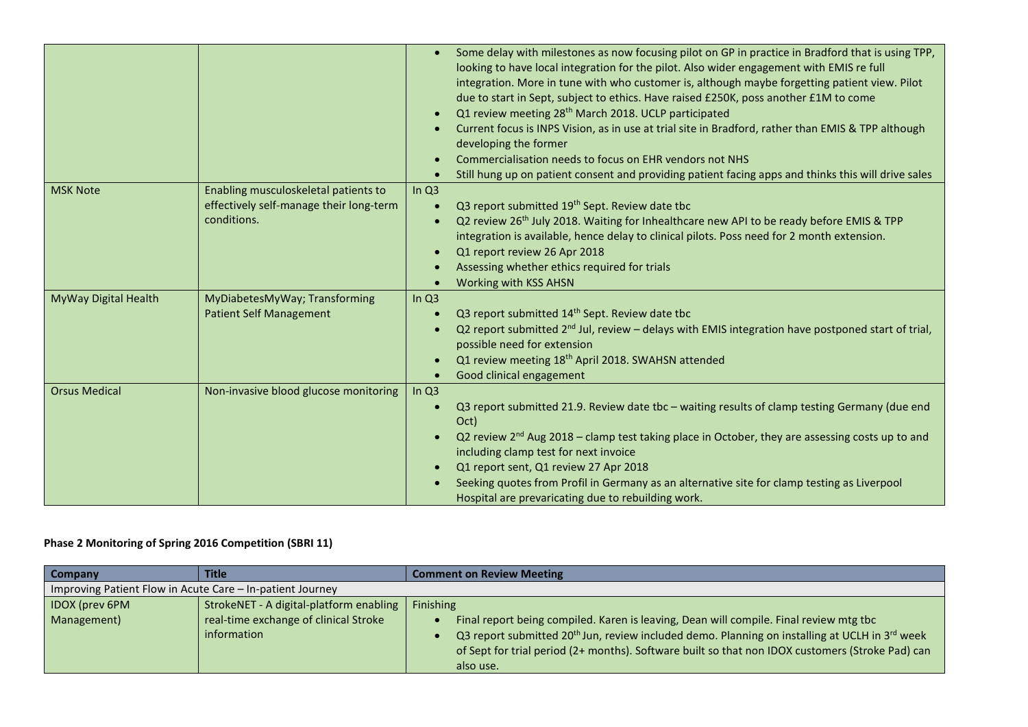| | | |
|---|---|---|
| | | • Some delay with milestones as now focusing pilot on GP in practice in Bradford that is using TPP, looking to have local integration for the pilot. Also wider engagement with EMIS re full integration. More in tune with who customer is, although maybe forgetting patient view. Pilot due to start in Sept, subject to ethics. Have raised £250K, poss another £1M to come<br>• Q1 review meeting 28th March 2018. UCLP participated<br>• Current focus is INPS Vision, as in use at trial site in Bradford, rather than EMIS & TPP although developing the former<br>• Commercialisation needs to focus on EHR vendors not NHS<br>• Still hung up on patient consent and providing patient facing apps and thinks this will drive sales |
| MSK Note | Enabling musculoskeletal patients to effectively self-manage their long-term conditions. | In Q3<br>• Q3 report submitted 19th Sept. Review date tbc<br>• Q2 review 26th July 2018. Waiting for Inhealthcare new API to be ready before EMIS & TPP integration is available, hence delay to clinical pilots. Poss need for 2 month extension.<br>• Q1 report review 26 Apr 2018<br>• Assessing whether ethics required for trials<br>• Working with KSS AHSN |
| MyWay Digital Health | MyDiabetesMyWay; Transforming Patient Self Management | In Q3<br>• Q3 report submitted 14th Sept. Review date tbc<br>• Q2 report submitted 2nd Jul, review – delays with EMIS integration have postponed start of trial, possible need for extension<br>• Q1 review meeting 18th April 2018. SWAHSN attended<br>• Good clinical engagement |
| Orsus Medical | Non-invasive blood glucose monitoring | In Q3<br>• Q3 report submitted 21.9. Review date tbc – waiting results of clamp testing Germany (due end Oct)<br>• Q2 review 2nd Aug 2018 – clamp test taking place in October, they are assessing costs up to and including clamp test for next invoice<br>• Q1 report sent, Q1 review 27 Apr 2018<br>• Seeking quotes from Profil in Germany as an alternative site for clamp testing as Liverpool Hospital are prevaricating due to rebuilding work. |

**Phase 2 Monitoring of Spring 2016 Competition (SBRI 11)**

| Company | Title | Comment on Review Meeting |
|---|---|---|
| Improving Patient Flow in Acute Care – In-patient Journey | | |
| IDOX (prev 6PM Management) | StrokeNET - A digital-platform enabling real-time exchange of clinical Stroke information | Finishing<br>• Final report being compiled. Karen is leaving, Dean will compile. Final review mtg tbc<br>• Q3 report submitted 20th Jun, review included demo. Planning on installing at UCLH in 3rd week of Sept for trial period (2+ months). Software built so that non IDOX customers (Stroke Pad) can also use. |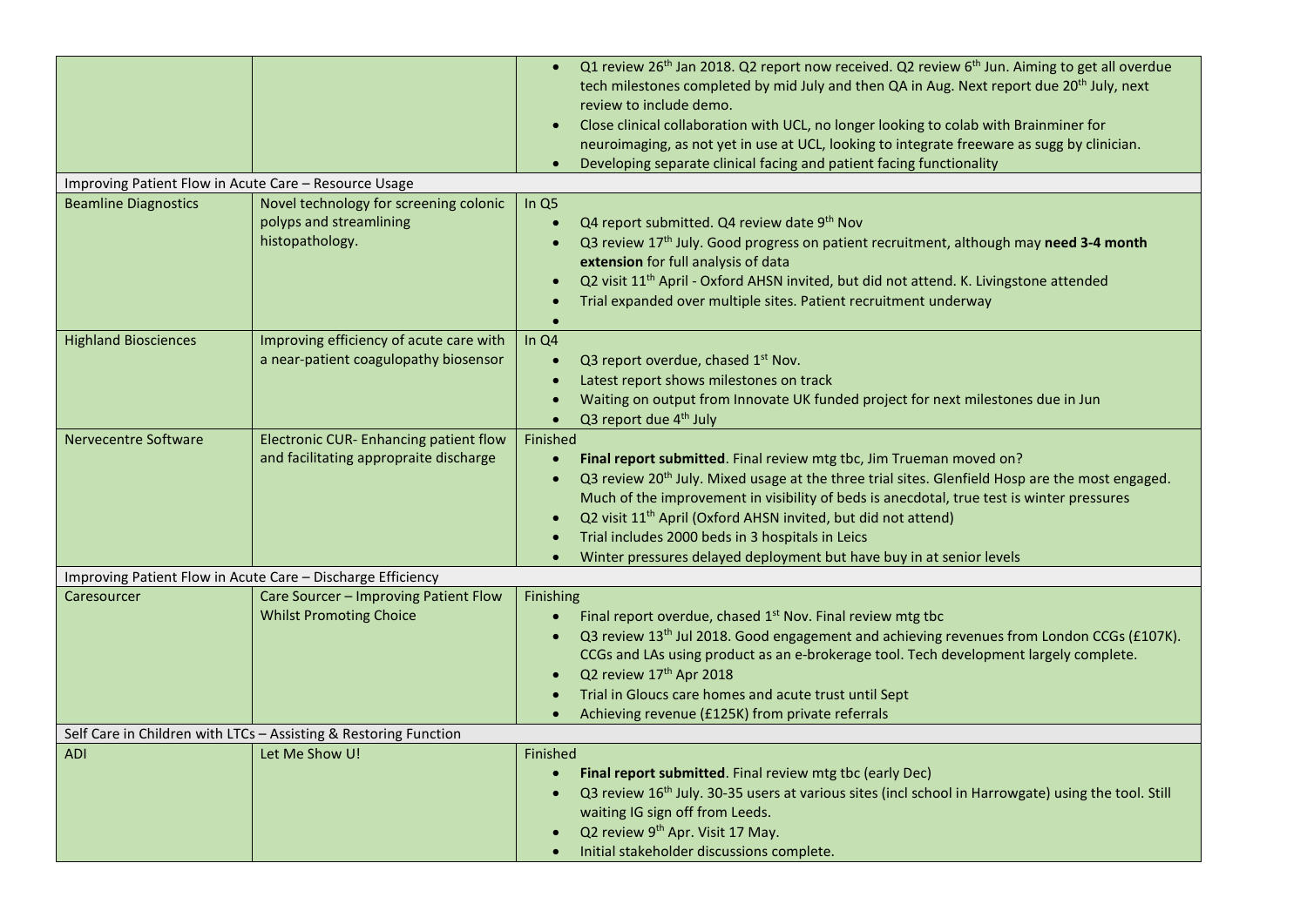| | | |
|---|---|---|
| | | • Q1 review 26th Jan 2018. Q2 report now received. Q2 review 6th Jun. Aiming to get all overdue tech milestones completed by mid July and then QA in Aug. Next report due 20th July, next review to include demo.<br>• Close clinical collaboration with UCL, no longer looking to colab with Brainminer for neuroimaging, as not yet in use at UCL, looking to integrate freeware as sugg by clinician.<br>• Developing separate clinical facing and patient facing functionality |
| Improving Patient Flow in Acute Care – Resource Usage | | |
| Beamline Diagnostics | Novel technology for screening colonic polyps and streamlining histopathology. | In Q5<br>• Q4 report submitted. Q4 review date 9th Nov<br>• Q3 review 17th July. Good progress on patient recruitment, although may **need 3-4 month extension** for full analysis of data<br>• Q2 visit 11th April - Oxford AHSN invited, but did not attend. K. Livingstone attended<br>• Trial expanded over multiple sites. Patient recruitment underway<br>• |
| Highland Biosciences | Improving efficiency of acute care with a near-patient coagulopathy biosensor | In Q4<br>• Q3 report overdue, chased 1st Nov.<br>• Latest report shows milestones on track<br>• Waiting on output from Innovate UK funded project for next milestones due in Jun<br>• Q3 report due 4th July |
| Nervecentre Software | Electronic CUR- Enhancing patient flow and facilitating appropraite discharge | Finished<br>• **Final report submitted**. Final review mtg tbc, Jim Trueman moved on?<br>• Q3 review 20th July. Mixed usage at the three trial sites. Glenfield Hosp are the most engaged. Much of the improvement in visibility of beds is anecdotal, true test is winter pressures<br>• Q2 visit 11th April (Oxford AHSN invited, but did not attend)<br>• Trial includes 2000 beds in 3 hospitals in Leics<br>• Winter pressures delayed deployment but have buy in at senior levels |
| Improving Patient Flow in Acute Care – Discharge Efficiency | | |
| Caresourcer | Care Sourcer – Improving Patient Flow Whilst Promoting Choice | Finishing<br>• Final report overdue, chased 1st Nov. Final review mtg tbc<br>• Q3 review 13th Jul 2018. Good engagement and achieving revenues from London CCGs (£107K). CCGs and LAs using product as an e-brokerage tool. Tech development largely complete.<br>• Q2 review 17th Apr 2018<br>• Trial in Gloucs care homes and acute trust until Sept<br>• Achieving revenue (£125K) from private referrals |
| Self Care in Children with LTCs – Assisting & Restoring Function | | |
| ADI | Let Me Show U! | Finished<br>• **Final report submitted**. Final review mtg tbc (early Dec)<br>• Q3 review 16th July. 30-35 users at various sites (incl school in Harrowgate) using the tool. Still waiting IG sign off from Leeds.<br>• Q2 review 9th Apr. Visit 17 May.<br>• Initial stakeholder discussions complete. |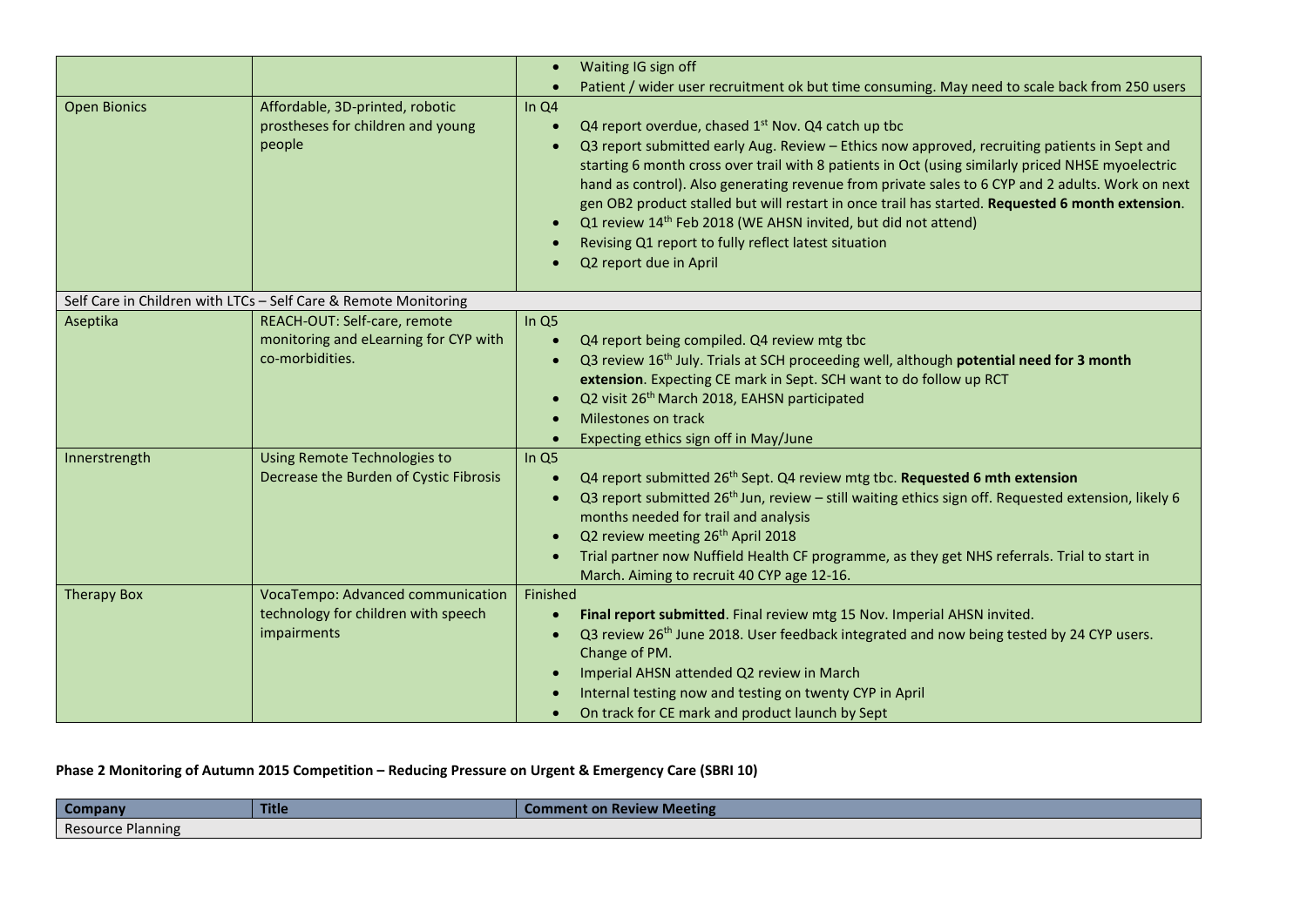| | | |
|---|---|---|
| | | • Waiting IG sign off<br>• Patient / wider user recruitment ok but time consuming. May need to scale back from 250 users |
| Open Bionics | Affordable, 3D-printed, robotic prostheses for children and young people | In Q4<br>• Q4 report overdue, chased 1st Nov. Q4 catch up tbc<br>• Q3 report submitted early Aug. Review – Ethics now approved, recruiting patients in Sept and starting 6 month cross over trail with 8 patients in Oct (using similarly priced NHSE myoelectric hand as control). Also generating revenue from private sales to 6 CYP and 2 adults. Work on next gen OB2 product stalled but will restart in once trail has started. **Requested 6 month extension**.<br>• Q1 review 14th Feb 2018 (WE AHSN invited, but did not attend)<br>• Revising Q1 report to fully reflect latest situation<br>• Q2 report due in April |
| Self Care in Children with LTCs – Self Care & Remote Monitoring | | |
| Aseptika | REACH-OUT: Self-care, remote monitoring and eLearning for CYP with co-morbidities. | In Q5<br>• Q4 report being compiled. Q4 review mtg tbc<br>• Q3 review 16th July. Trials at SCH proceeding well, although **potential need for 3 month extension**. Expecting CE mark in Sept. SCH want to do follow up RCT<br>• Q2 visit 26th March 2018, EAHSN participated<br>• Milestones on track<br>• Expecting ethics sign off in May/June |
| Innerstrength | Using Remote Technologies to Decrease the Burden of Cystic Fibrosis | In Q5<br>• Q4 report submitted 26th Sept. Q4 review mtg tbc. **Requested 6 mth extension**<br>• Q3 report submitted 26th Jun, review – still waiting ethics sign off. Requested extension, likely 6 months needed for trail and analysis<br>• Q2 review meeting 26th April 2018<br>• Trial partner now Nuffield Health CF programme, as they get NHS referrals. Trial to start in March. Aiming to recruit 40 CYP age 12-16. |
| Therapy Box | VocaTempo: Advanced communication technology for children with speech impairments | Finished<br>• **Final report submitted**. Final review mtg 15 Nov. Imperial AHSN invited.<br>• Q3 review 26th June 2018. User feedback integrated and now being tested by 24 CYP users. Change of PM.<br>• Imperial AHSN attended Q2 review in March<br>• Internal testing now and testing on twenty CYP in April<br>• On track for CE mark and product launch by Sept |

**Phase 2 Monitoring of Autumn 2015 Competition – Reducing Pressure on Urgent & Emergency Care (SBRI 10)**

| Company | Title | Comment on Review Meeting |
|---|---|---|
| Resource Planning | | |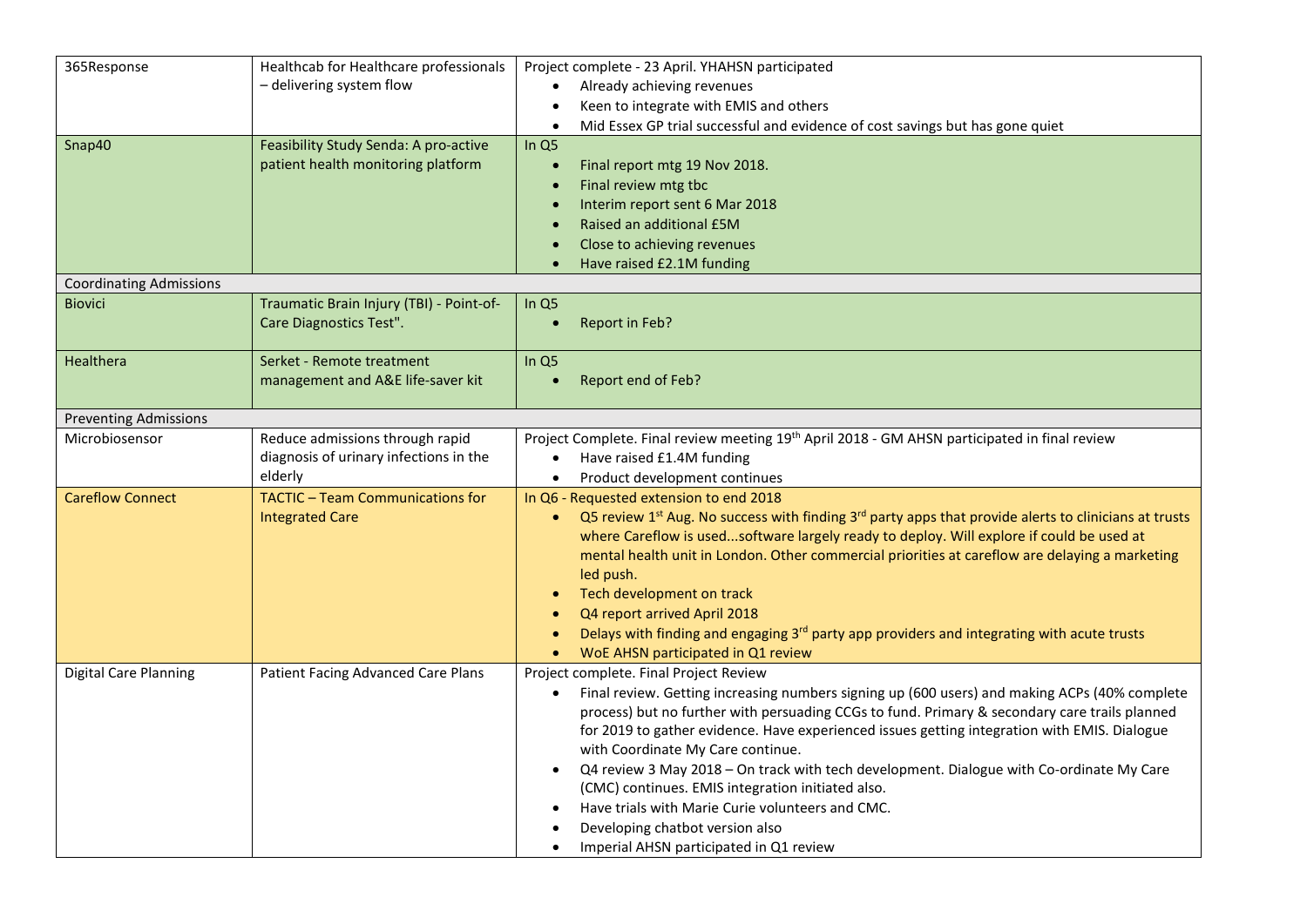| | | |
|---|---|---|
| 365Response | Healthcab for Healthcare professionals – delivering system flow | Project complete - 23 April. YHAHSN participated<br>• Already achieving revenues<br>• Keen to integrate with EMIS and others<br>• Mid Essex GP trial successful and evidence of cost savings but has gone quiet |
| Snap40 | Feasibility Study Senda: A pro-active patient health monitoring platform | In Q5<br>• Final report mtg 19 Nov 2018.<br>• Final review mtg tbc<br>• Interim report sent 6 Mar 2018<br>• Raised an additional £5M<br>• Close to achieving revenues<br>• Have raised £2.1M funding |
| Coordinating Admissions | | |
| Biovici | Traumatic Brain Injury (TBI) - Point-of-Care Diagnostics Test". | In Q5<br>• Report in Feb? |
| Healthera | Serket - Remote treatment management and A&E life-saver kit | In Q5<br>• Report end of Feb? |
| Preventing Admissions | | |
| Microbiosensor | Reduce admissions through rapid diagnosis of urinary infections in the elderly | Project Complete. Final review meeting 19th April 2018 - GM AHSN participated in final review<br>• Have raised £1.4M funding<br>• Product development continues |
| Careflow Connect | TACTIC – Team Communications for Integrated Care | In Q6 - Requested extension to end 2018<br>• Q5 review 1st Aug. No success with finding 3rd party apps that provide alerts to clinicians at trusts where Careflow is used...software largely ready to deploy. Will explore if could be used at mental health unit in London. Other commercial priorities at careflow are delaying a marketing led push.<br>• Tech development on track<br>• Q4 report arrived April 2018<br>• Delays with finding and engaging 3rd party app providers and integrating with acute trusts<br>• WoE AHSN participated in Q1 review |
| Digital Care Planning | Patient Facing Advanced Care Plans | Project complete. Final Project Review<br>• Final review. Getting increasing numbers signing up (600 users) and making ACPs (40% complete process) but no further with persuading CCGs to fund. Primary & secondary care trails planned for 2019 to gather evidence. Have experienced issues getting integration with EMIS. Dialogue with Coordinate My Care continue.<br>• Q4 review 3 May 2018 – On track with tech development. Dialogue with Co-ordinate My Care (CMC) continues. EMIS integration initiated also.<br>• Have trials with Marie Curie volunteers and CMC.<br>• Developing chatbot version also<br>• Imperial AHSN participated in Q1 review |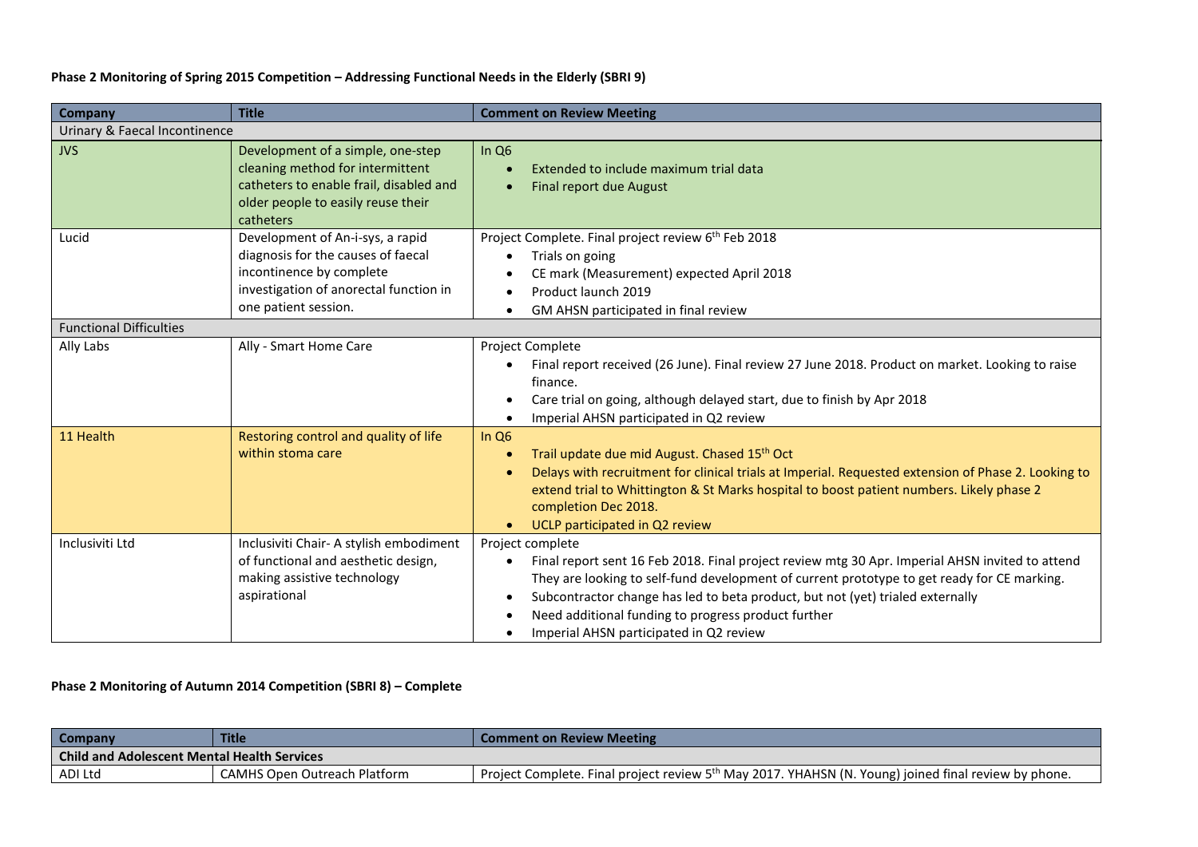**Phase 2 Monitoring of Spring 2015 Competition – Addressing Functional Needs in the Elderly (SBRI 9)**

| Company | Title | Comment on Review Meeting |
|---|---|---|
| Urinary & Faecal Incontinence | | |
| JVS | Development of a simple, one-step cleaning method for intermittent catheters to enable frail, disabled and older people to easily reuse their catheters | In Q6<br>• Extended to include maximum trial data<br>• Final report due August |
| Lucid | Development of An-i-sys, a rapid diagnosis for the causes of faecal incontinence by complete investigation of anorectal function in one patient session. | Project Complete. Final project review 6th Feb 2018<br>• Trials on going<br>• CE mark (Measurement) expected April 2018<br>• Product launch 2019<br>• GM AHSN participated in final review |
| Functional Difficulties | | |
| Ally Labs | Ally - Smart Home Care | Project Complete<br>• Final report received (26 June). Final review 27 June 2018. Product on market. Looking to raise finance.<br>• Care trial on going, although delayed start, due to finish by Apr 2018<br>• Imperial AHSN participated in Q2 review |
| 11 Health | Restoring control and quality of life within stoma care | In Q6<br>• Trail update due mid August. Chased 15th Oct<br>• Delays with recruitment for clinical trials at Imperial. Requested extension of Phase 2. Looking to extend trial to Whittington & St Marks hospital to boost patient numbers. Likely phase 2 completion Dec 2018.<br>• UCLP participated in Q2 review |
| Inclusiviti Ltd | Inclusiviti Chair- A stylish embodiment of functional and aesthetic design, making assistive technology aspirational | Project complete<br>• Final report sent 16 Feb 2018. Final project review mtg 30 Apr. Imperial AHSN invited to attend They are looking to self-fund development of current prototype to get ready for CE marking.<br>• Subcontractor change has led to beta product, but not (yet) trialed externally<br>• Need additional funding to progress product further<br>• Imperial AHSN participated in Q2 review |

**Phase 2 Monitoring of Autumn 2014 Competition (SBRI 8) – Complete**

| Company | Title | Comment on Review Meeting |
|---|---|---|
| **Child and Adolescent Mental Health Services** | | |
| ADI Ltd | CAMHS Open Outreach Platform | Project Complete. Final project review 5th May 2017. YHAHSN (N. Young) joined final review by phone. |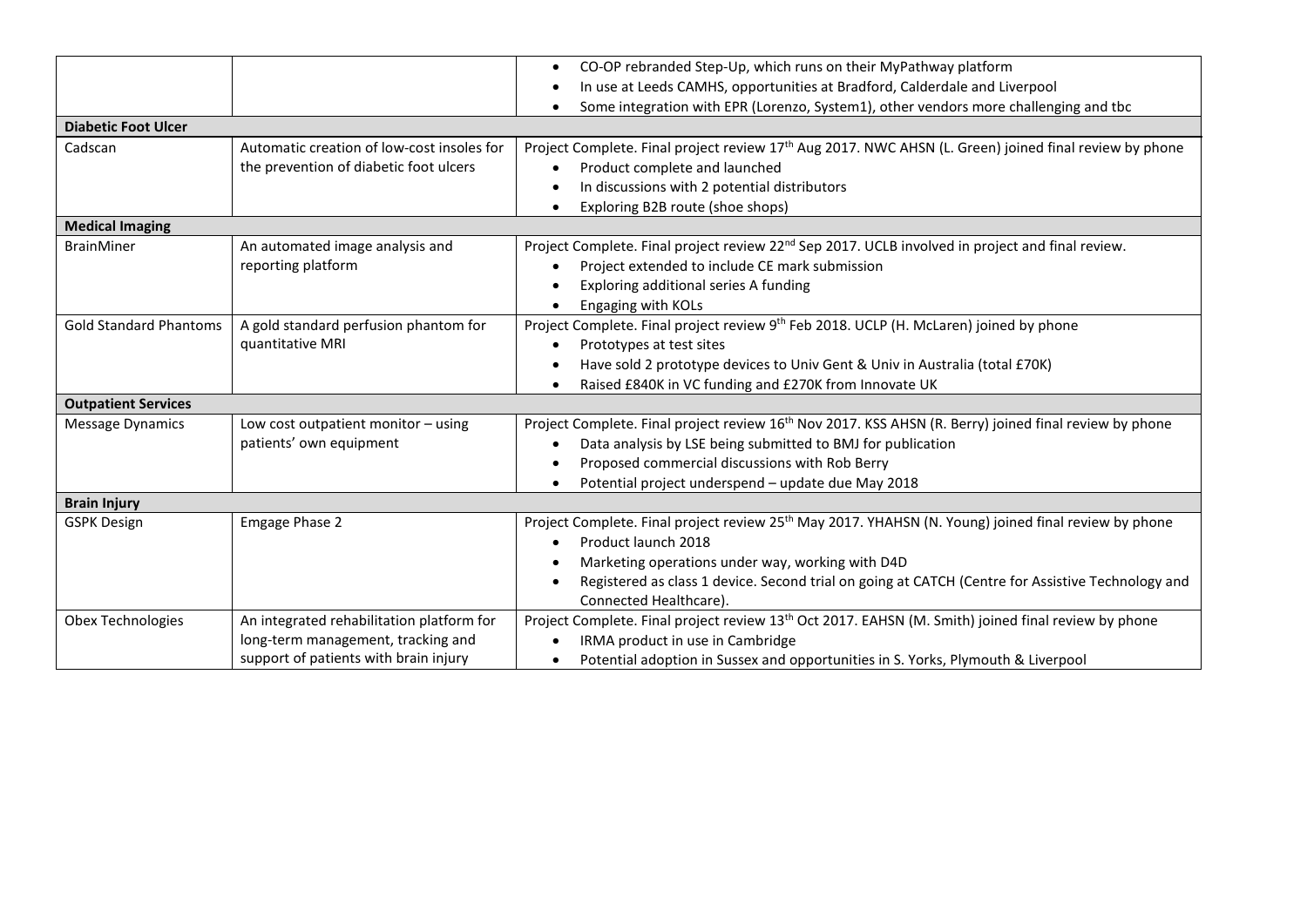| | | |
|---|---|---|
| | | • CO-OP rebranded Step-Up, which runs on their MyPathway platform<br>• In use at Leeds CAMHS, opportunities at Bradford, Calderdale and Liverpool<br>• Some integration with EPR (Lorenzo, System1), other vendors more challenging and tbc |
| **Diabetic Foot Ulcer** | | |
| Cadscan | Automatic creation of low-cost insoles for the prevention of diabetic foot ulcers | Project Complete. Final project review 17th Aug 2017. NWC AHSN (L. Green) joined final review by phone<br>• Product complete and launched<br>• In discussions with 2 potential distributors<br>• Exploring B2B route (shoe shops) |
| **Medical Imaging** | | |
| BrainMiner | An automated image analysis and reporting platform | Project Complete. Final project review 22nd Sep 2017. UCLB involved in project and final review.<br>• Project extended to include CE mark submission<br>• Exploring additional series A funding<br>• Engaging with KOLs |
| Gold Standard Phantoms | A gold standard perfusion phantom for quantitative MRI | Project Complete. Final project review 9th Feb 2018. UCLP (H. McLaren) joined by phone<br>• Prototypes at test sites<br>• Have sold 2 prototype devices to Univ Gent & Univ in Australia (total £70K)<br>• Raised £840K in VC funding and £270K from Innovate UK |
| **Outpatient Services** | | |
| Message Dynamics | Low cost outpatient monitor – using patients' own equipment | Project Complete. Final project review 16th Nov 2017. KSS AHSN (R. Berry) joined final review by phone<br>• Data analysis by LSE being submitted to BMJ for publication<br>• Proposed commercial discussions with Rob Berry<br>• Potential project underspend – update due May 2018 |
| **Brain Injury** | | |
| GSPK Design | Emgage Phase 2 | Project Complete. Final project review 25th May 2017. YHAHSN (N. Young) joined final review by phone<br>• Product launch 2018<br>• Marketing operations under way, working with D4D<br>• Registered as class 1 device. Second trial on going at CATCH (Centre for Assistive Technology and Connected Healthcare). |
| Obex Technologies | An integrated rehabilitation platform for long-term management, tracking and support of patients with brain injury | Project Complete. Final project review 13th Oct 2017. EAHSN (M. Smith) joined final review by phone<br>• IRMA product in use in Cambridge<br>• Potential adoption in Sussex and opportunities in S. Yorks, Plymouth & Liverpool |